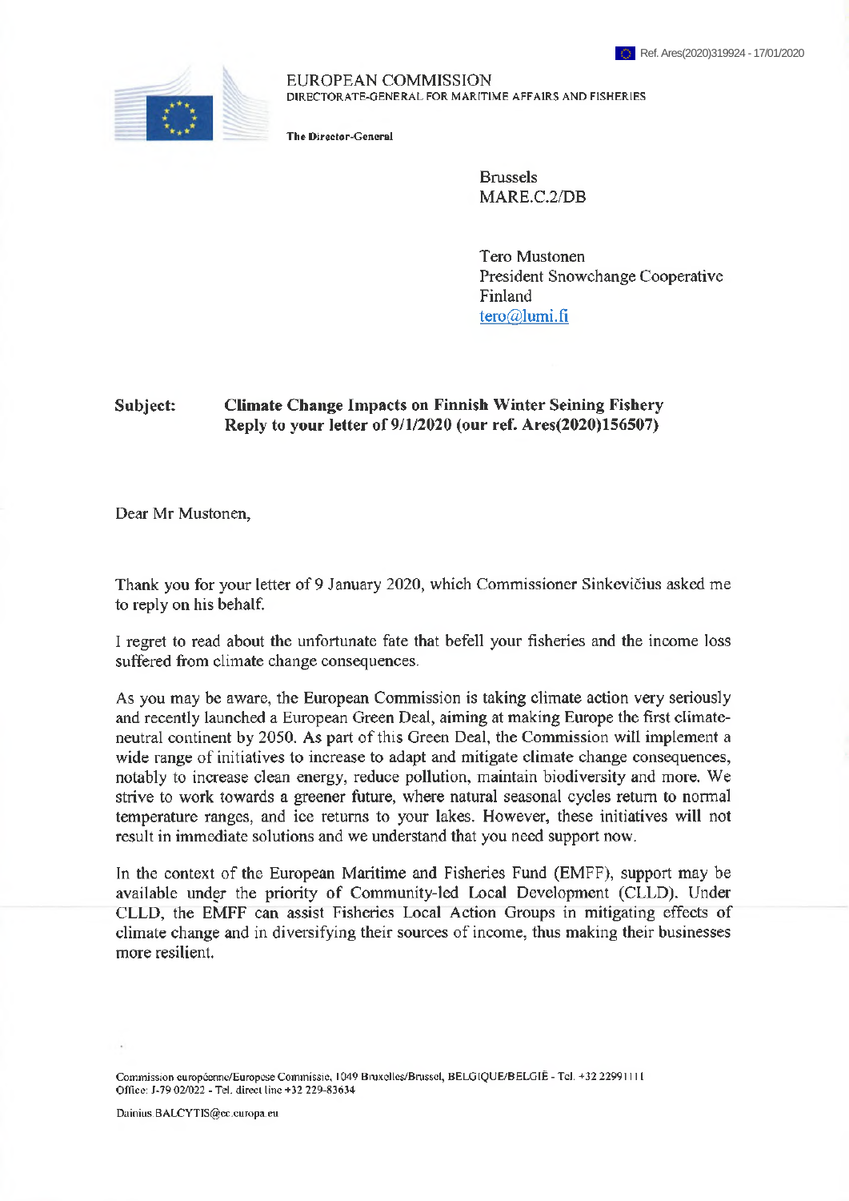Ref. Ares(2020)319924 - 17/01/2020

EUROPEAN COMMISSION
DIRECTORATE-GENERAL FOR MARITIME AFFAIRS AND FISHERIES

**The Director-General**

Brussels
MARE.C.2/DB

Tero Mustonen
President Snowchange Cooperative
Finland
tero@lumi.fi

**Subject: Climate Change Impacts on Finnish Winter Seining Fishery**
**Reply to your letter of 9/1/2020 (our ref. Ares(2020)156507)**

Dear Mr Mustonen,

Thank you for your letter of 9 January 2020, which Commissioner Sinkevičius asked me to reply on his behalf.

I regret to read about the unfortunate fate that befell your fisheries and the income loss suffered from climate change consequences.

As you may be aware, the European Commission is taking climate action very seriously and recently launched a European Green Deal, aiming at making Europe the first climate-neutral continent by 2050. As part of this Green Deal, the Commission will implement a wide range of initiatives to increase to adapt and mitigate climate change consequences, notably to increase clean energy, reduce pollution, maintain biodiversity and more. We strive to work towards a greener future, where natural seasonal cycles return to normal temperature ranges, and ice returns to your lakes. However, these initiatives will not result in immediate solutions and we understand that you need support now.

In the context of the European Maritime and Fisheries Fund (EMFF), support may be available under the priority of Community-led Local Development (CLLD). Under CLLD, the EMFF can assist Fisheries Local Action Groups in mitigating effects of climate change and in diversifying their sources of income, thus making their businesses more resilient.

Commission européenne/Europese Commissie, 1049 Bruxelles/Brussel, BELGIQUE/BELGIË - Tel. +32 22991111
Office: J-79 02/022 - Tel. direct line +32 229-83634

Dainius.BALCYTIS@ec.europa.eu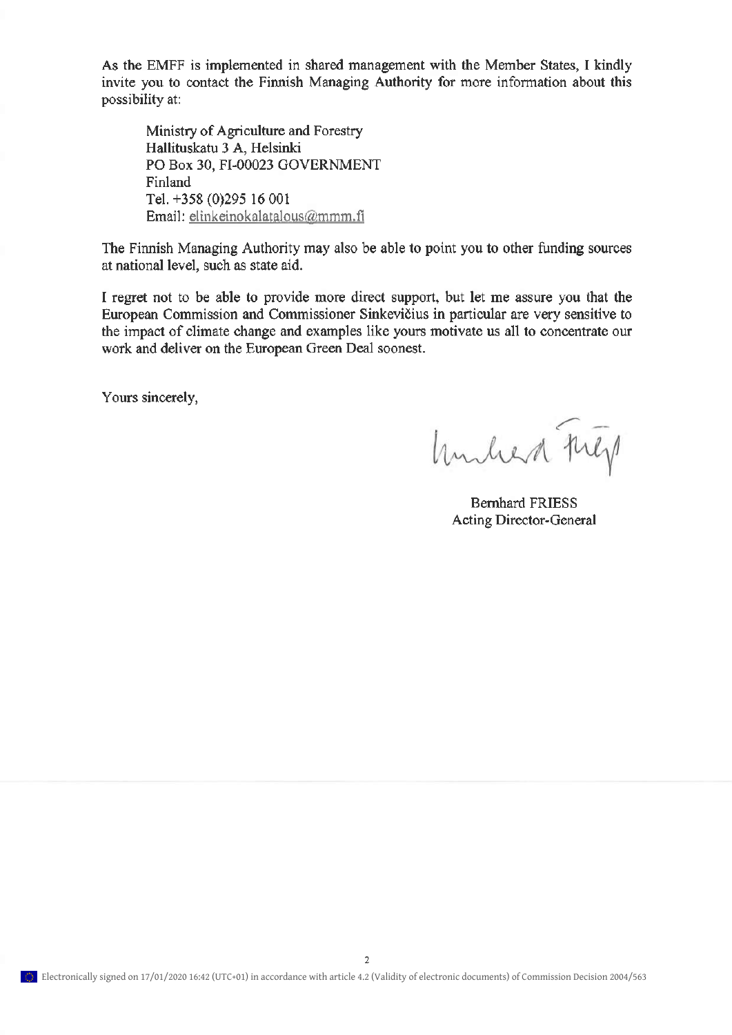As the EMFF is implemented in shared management with the Member States, I kindly invite you to contact the Finnish Managing Authority for more information about this possibility at:

Ministry of Agriculture and Forestry
Hallituskatu 3 A, Helsinki
PO Box 30, FI-00023 GOVERNMENT
Finland
Tel. +358 (0)295 16 001
Email: elinkeinokalatalous@mmm.fi

The Finnish Managing Authority may also be able to point you to other funding sources at national level, such as state aid.

I regret not to be able to provide more direct support, but let me assure you that the European Commission and Commissioner Sinkevičius in particular are very sensitive to the impact of climate change and examples like yours motivate us all to concentrate our work and deliver on the European Green Deal soonest.

Yours sincerely,

Bernhard FRIESS
Acting Director-General

Electronically signed on 17/01/2020 16:42 (UTC+01) in accordance with article 4.2 (Validity of electronic documents) of Commission Decision 2004/563